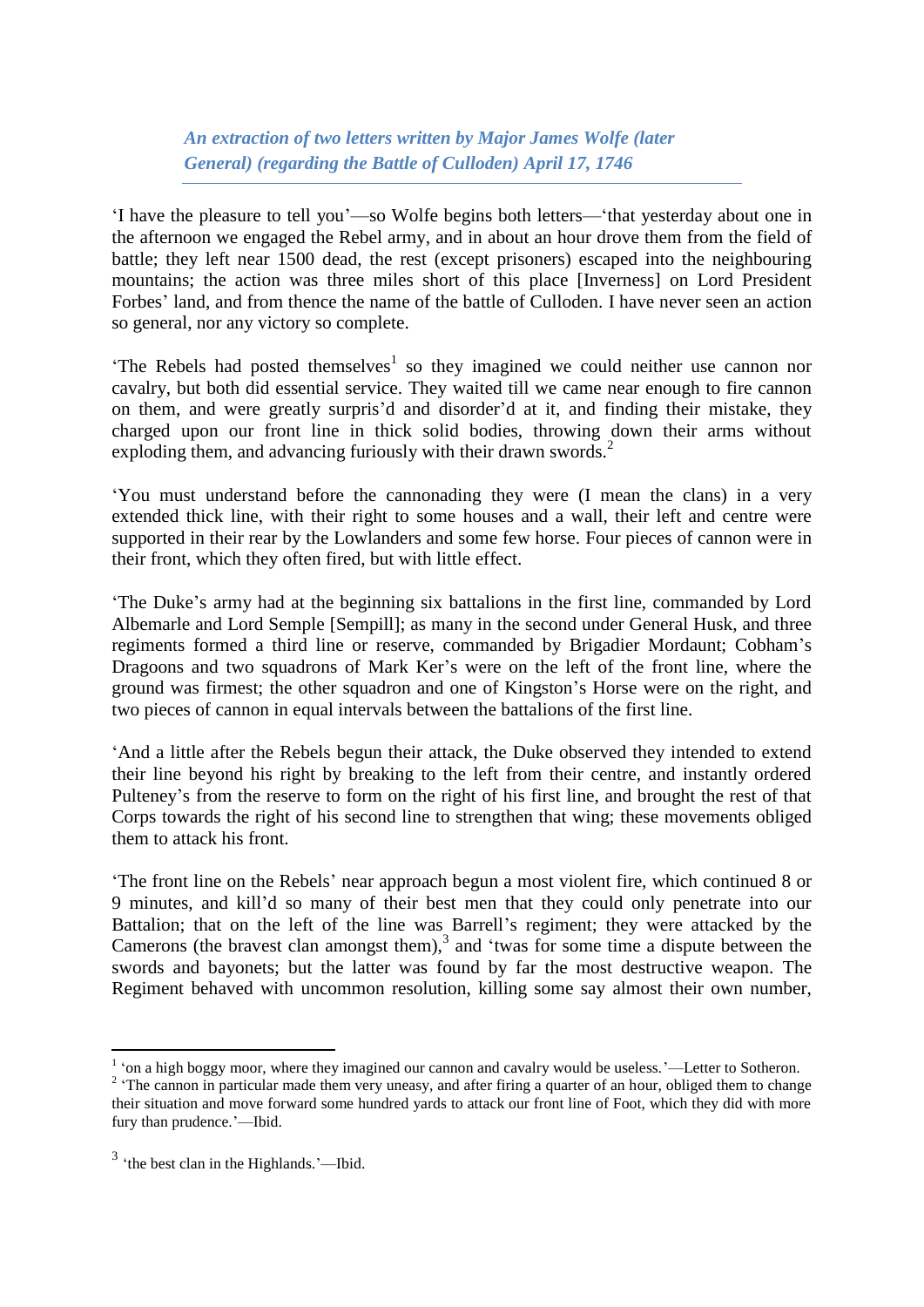*An extraction of two letters written by Major James Wolfe (later General) (regarding the Battle of Culloden) April 17, 1746*

---

'I have the pleasure to tell you'—so Wolfe begins both letters—'that yesterday about one in the afternoon we engaged the Rebel army, and in about an hour drove them from the field of battle; they left near 1500 dead, the rest (except prisoners) escaped into the neighbouring mountains; the action was three miles short of this place [Inverness] on Lord President Forbes' land, and from thence the name of the battle of Culloden. I have never seen an action so general, nor any victory so complete.

'The Rebels had posted themselves[1] so they imagined we could neither use cannon nor cavalry, but both did essential service. They waited till we came near enough to fire cannon on them, and were greatly surpris'd and disorder'd at it, and finding their mistake, they charged upon our front line in thick solid bodies, throwing down their arms without exploding them, and advancing furiously with their drawn swords.[2]

'You must understand before the cannonading they were (I mean the clans) in a very extended thick line, with their right to some houses and a wall, their left and centre were supported in their rear by the Lowlanders and some few horse. Four pieces of cannon were in their front, which they often fired, but with little effect.

'The Duke's army had at the beginning six battalions in the first line, commanded by Lord Albemarle and Lord Semple [Sempill]; as many in the second under General Husk, and three regiments formed a third line or reserve, commanded by Brigadier Mordaunt; Cobham's Dragoons and two squadrons of Mark Ker's were on the left of the front line, where the ground was firmest; the other squadron and one of Kingston's Horse were on the right, and two pieces of cannon in equal intervals between the battalions of the first line.

'And a little after the Rebels begun their attack, the Duke observed they intended to extend their line beyond his right by breaking to the left from their centre, and instantly ordered Pulteney's from the reserve to form on the right of his first line, and brought the rest of that Corps towards the right of his second line to strengthen that wing; these movements obliged them to attack his front.

'The front line on the Rebels' near approach begun a most violent fire, which continued 8 or 9 minutes, and kill'd so many of their best men that they could only penetrate into our Battalion; that on the left of the line was Barrell's regiment; they were attacked by the Camerons (the bravest clan amongst them),[3] and 'twas for some time a dispute between the swords and bayonets; but the latter was found by far the most destructive weapon. The Regiment behaved with uncommon resolution, killing some say almost their own number,

---

[1] 'on a high boggy moor, where they imagined our cannon and cavalry would be useless.'—Letter to Sotheron.

[2] 'The cannon in particular made them very uneasy, and after firing a quarter of an hour, obliged them to change their situation and move forward some hundred yards to attack our front line of Foot, which they did with more fury than prudence.'—Ibid.

[3] 'the best clan in the Highlands.'—Ibid.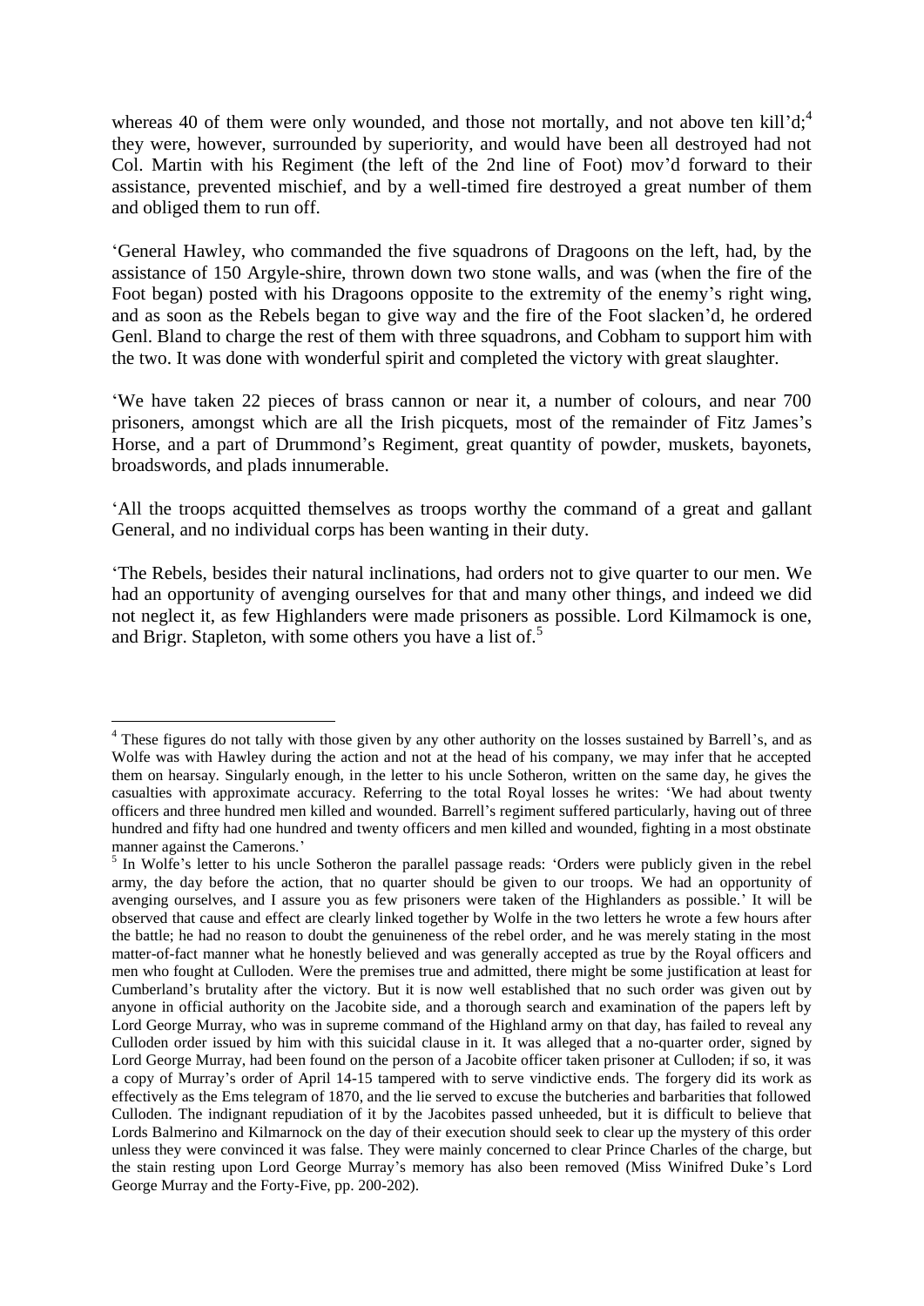whereas 40 of them were only wounded, and those not mortally, and not above ten kill'd;[4] they were, however, surrounded by superiority, and would have been all destroyed had not Col. Martin with his Regiment (the left of the 2nd line of Foot) mov'd forward to their assistance, prevented mischief, and by a well-timed fire destroyed a great number of them and obliged them to run off.

'General Hawley, who commanded the five squadrons of Dragoons on the left, had, by the assistance of 150 Argyle-shire, thrown down two stone walls, and was (when the fire of the Foot began) posted with his Dragoons opposite to the extremity of the enemy's right wing, and as soon as the Rebels began to give way and the fire of the Foot slacken'd, he ordered Genl. Bland to charge the rest of them with three squadrons, and Cobham to support him with the two. It was done with wonderful spirit and completed the victory with great slaughter.

'We have taken 22 pieces of brass cannon or near it, a number of colours, and near 700 prisoners, amongst which are all the Irish picquets, most of the remainder of Fitz James's Horse, and a part of Drummond's Regiment, great quantity of powder, muskets, bayonets, broadswords, and plads innumerable.

'All the troops acquitted themselves as troops worthy the command of a great and gallant General, and no individual corps has been wanting in their duty.

'The Rebels, besides their natural inclinations, had orders not to give quarter to our men. We had an opportunity of avenging ourselves for that and many other things, and indeed we did not neglect it, as few Highlanders were made prisoners as possible. Lord Kilmamock is one, and Brigr. Stapleton, with some others you have a list of.[5]

---

[4] These figures do not tally with those given by any other authority on the losses sustained by Barrell's, and as Wolfe was with Hawley during the action and not at the head of his company, we may infer that he accepted them on hearsay. Singularly enough, in the letter to his uncle Sotheron, written on the same day, he gives the casualties with approximate accuracy. Referring to the total Royal losses he writes: 'We had about twenty officers and three hundred men killed and wounded. Barrell's regiment suffered particularly, having out of three hundred and fifty had one hundred and twenty officers and men killed and wounded, fighting in a most obstinate manner against the Camerons.'

[5] In Wolfe's letter to his uncle Sotheron the parallel passage reads: 'Orders were publicly given in the rebel army, the day before the action, that no quarter should be given to our troops. We had an opportunity of avenging ourselves, and I assure you as few prisoners were taken of the Highlanders as possible.' It will be observed that cause and effect are clearly linked together by Wolfe in the two letters he wrote a few hours after the battle; he had no reason to doubt the genuineness of the rebel order, and he was merely stating in the most matter-of-fact manner what he honestly believed and was generally accepted as true by the Royal officers and men who fought at Culloden. Were the premises true and admitted, there might be some justification at least for Cumberland's brutality after the victory. But it is now well established that no such order was given out by anyone in official authority on the Jacobite side, and a thorough search and examination of the papers left by Lord George Murray, who was in supreme command of the Highland army on that day, has failed to reveal any Culloden order issued by him with this suicidal clause in it. It was alleged that a no-quarter order, signed by Lord George Murray, had been found on the person of a Jacobite officer taken prisoner at Culloden; if so, it was a copy of Murray's order of April 14-15 tampered with to serve vindictive ends. The forgery did its work as effectively as the Ems telegram of 1870, and the lie served to excuse the butcheries and barbarities that followed Culloden. The indignant repudiation of it by the Jacobites passed unheeded, but it is difficult to believe that Lords Balmerino and Kilmarnock on the day of their execution should seek to clear up the mystery of this order unless they were convinced it was false. They were mainly concerned to clear Prince Charles of the charge, but the stain resting upon Lord George Murray's memory has also been removed (Miss Winifred Duke's Lord George Murray and the Forty-Five, pp. 200-202).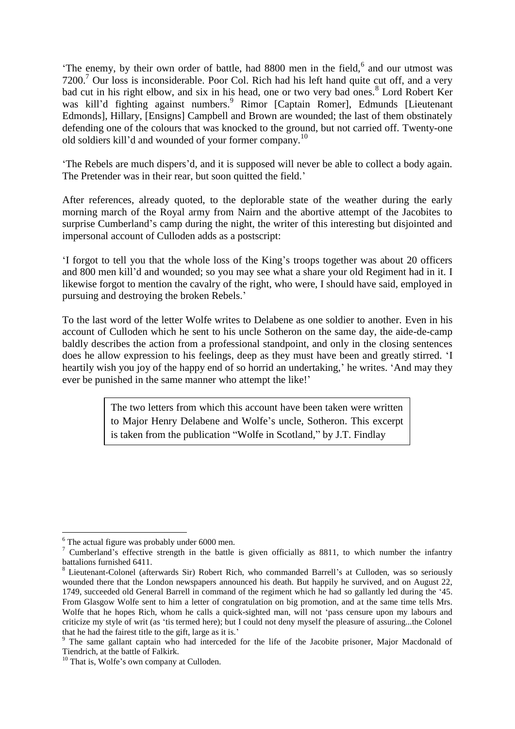'The enemy, by their own order of battle, had 8800 men in the field,[6] and our utmost was 7200.[7] Our loss is inconsiderable. Poor Col. Rich had his left hand quite cut off, and a very bad cut in his right elbow, and six in his head, one or two very bad ones.[8] Lord Robert Ker was kill'd fighting against numbers.[9] Rimor [Captain Romer], Edmunds [Lieutenant Edmonds], Hillary, [Ensigns] Campbell and Brown are wounded; the last of them obstinately defending one of the colours that was knocked to the ground, but not carried off. Twenty-one old soldiers kill'd and wounded of your former company.[10]

'The Rebels are much dispers'd, and it is supposed will never be able to collect a body again. The Pretender was in their rear, but soon quitted the field.'

After references, already quoted, to the deplorable state of the weather during the early morning march of the Royal army from Nairn and the abortive attempt of the Jacobites to surprise Cumberland's camp during the night, the writer of this interesting but disjointed and impersonal account of Culloden adds as a postscript:

'I forgot to tell you that the whole loss of the King's troops together was about 20 officers and 800 men kill'd and wounded; so you may see what a share your old Regiment had in it. I likewise forgot to mention the cavalry of the right, who were, I should have said, employed in pursuing and destroying the broken Rebels.'

To the last word of the letter Wolfe writes to Delabene as one soldier to another. Even in his account of Culloden which he sent to his uncle Sotheron on the same day, the aide-de-camp baldly describes the action from a professional standpoint, and only in the closing sentences does he allow expression to his feelings, deep as they must have been and greatly stirred. 'I heartily wish you joy of the happy end of so horrid an undertaking,' he writes. 'And may they ever be punished in the same manner who attempt the like!'

> The two letters from which this account have been taken were written to Major Henry Delabene and Wolfe's uncle, Sotheron. This excerpt is taken from the publication "Wolfe in Scotland," by J.T. Findlay

---

[6] The actual figure was probably under 6000 men.

[7] Cumberland's effective strength in the battle is given officially as 8811, to which number the infantry battalions furnished 6411.

[8] Lieutenant-Colonel (afterwards Sir) Robert Rich, who commanded Barrell's at Culloden, was so seriously wounded there that the London newspapers announced his death. But happily he survived, and on August 22, 1749, succeeded old General Barrell in command of the regiment which he had so gallantly led during the '45. From Glasgow Wolfe sent to him a letter of congratulation on big promotion, and at the same time tells Mrs. Wolfe that he hopes Rich, whom he calls a quick-sighted man, will not 'pass censure upon my labours and criticize my style of writ (as 'tis termed here); but I could not deny myself the pleasure of assuring...the Colonel that he had the fairest title to the gift, large as it is.'

[9] The same gallant captain who had interceded for the life of the Jacobite prisoner, Major Macdonald of Tiendrich, at the battle of Falkirk.

[10] That is, Wolfe's own company at Culloden.